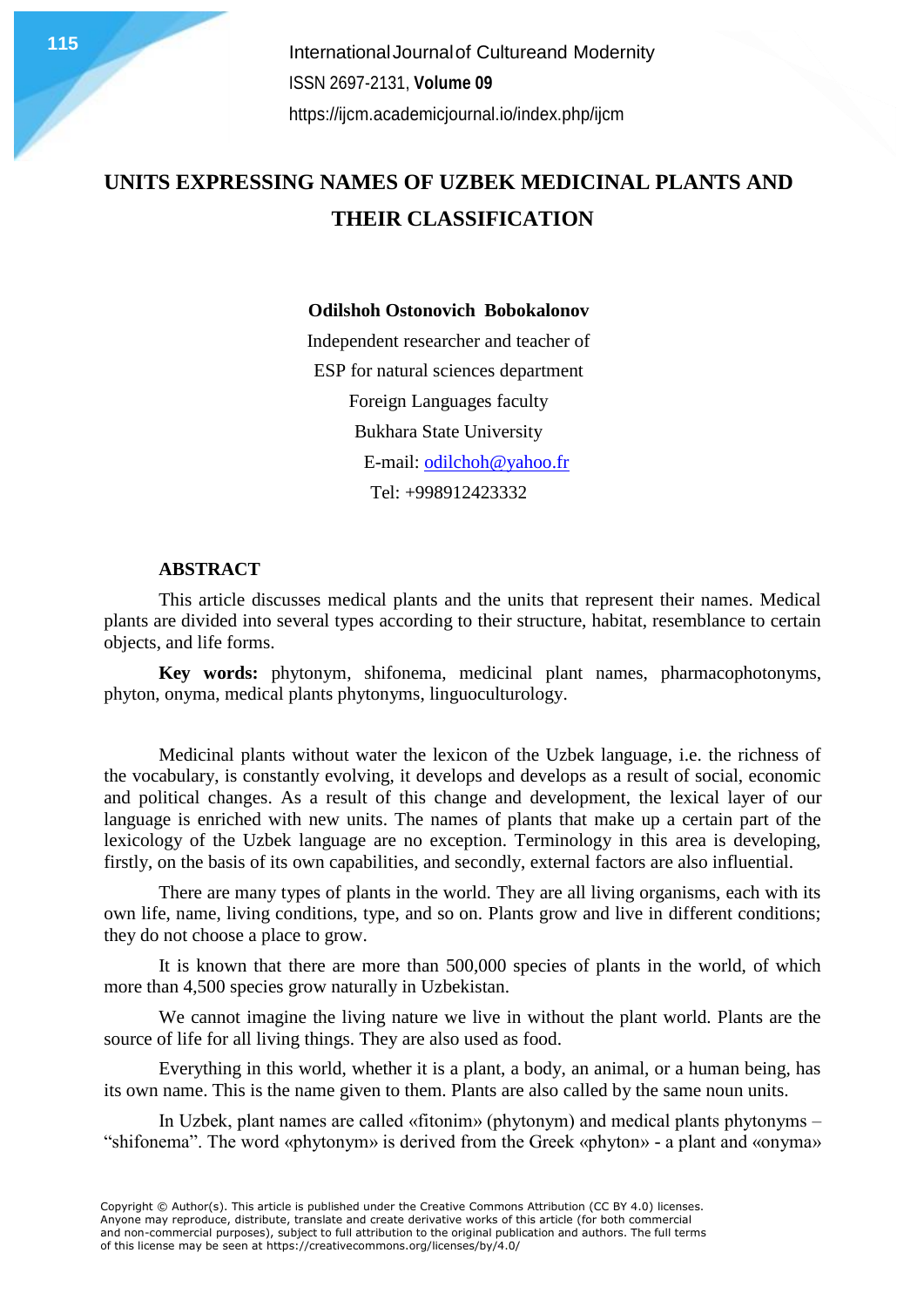# UNITS EXPRESSING NAMES OF UZBEK MEDICINAL PLANTS AND THEIR CLASSIFICATION

**Odilshoh Ostonovich Bobokalonov**

Independent researcher and teacher of
ESP for natural sciences department
Foreign Languages faculty
Bukhara State University
E-mail: odilchoh@yahoo.fr
Tel: +998912423332

## ABSTRACT

This article discusses medical plants and the units that represent their names. Medical plants are divided into several types according to their structure, habitat, resemblance to certain objects, and life forms.

**Key words:** phytonym, shifonema, medicinal plant names, pharmacophotonyms, phyton, onyma, medical plants phytonyms, linguoculturology.

Medicinal plants without water the lexicon of the Uzbek language, i.e. the richness of the vocabulary, is constantly evolving, it develops and develops as a result of social, economic and political changes. As a result of this change and development, the lexical layer of our language is enriched with new units. The names of plants that make up a certain part of the lexicology of the Uzbek language are no exception. Terminology in this area is developing, firstly, on the basis of its own capabilities, and secondly, external factors are also influential.

There are many types of plants in the world. They are all living organisms, each with its own life, name, living conditions, type, and so on. Plants grow and live in different conditions; they do not choose a place to grow.

It is known that there are more than 500,000 species of plants in the world, of which more than 4,500 species grow naturally in Uzbekistan.

We cannot imagine the living nature we live in without the plant world. Plants are the source of life for all living things. They are also used as food.

Everything in this world, whether it is a plant, a body, an animal, or a human being, has its own name. This is the name given to them. Plants are also called by the same noun units.

In Uzbek, plant names are called «fitonim» (phytonym) and medical plants phytonyms – "shifonema". The word «phytonym» is derived from the Greek «phyton» - a plant and «onyma»

Copyright © Author(s). This article is published under the Creative Commons Attribution (CC BY 4.0) licenses. Anyone may reproduce, distribute, translate and create derivative works of this article (for both commercial and non-commercial purposes), subject to full attribution to the original publication and authors. The full terms of this license may be seen at https://creativecommons.org/licenses/by/4.0/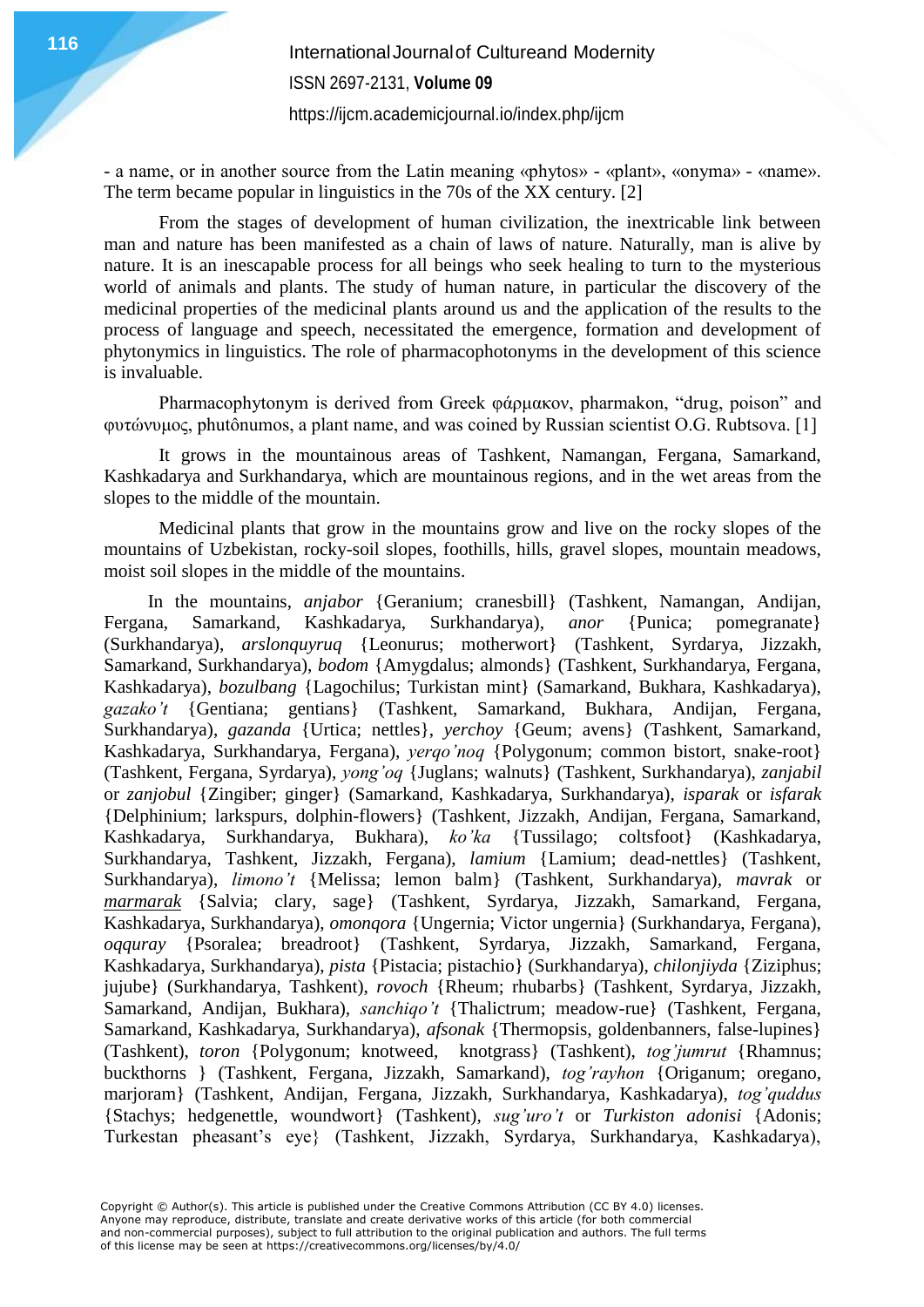- a name, or in another source from the Latin meaning «phytos» - «plant», «onyma» - «name». The term became popular in linguistics in the 70s of the XX century. [2]

From the stages of development of human civilization, the inextricable link between man and nature has been manifested as a chain of laws of nature. Naturally, man is alive by nature. It is an inescapable process for all beings who seek healing to turn to the mysterious world of animals and plants. The study of human nature, in particular the discovery of the medicinal properties of the medicinal plants around us and the application of the results to the process of language and speech, necessitated the emergence, formation and development of phytonymics in linguistics. The role of pharmacophotonyms in the development of this science is invaluable.

Pharmacophytonym is derived from Greek φάρμακον, pharmakon, "drug, poison" and φυτώνυμος, phutônumos, a plant name, and was coined by Russian scientist O.G. Rubtsova. [1]

It grows in the mountainous areas of Tashkent, Namangan, Fergana, Samarkand, Kashkadarya and Surkhandarya, which are mountainous regions, and in the wet areas from the slopes to the middle of the mountain.

Medicinal plants that grow in the mountains grow and live on the rocky slopes of the mountains of Uzbekistan, rocky-soil slopes, foothills, hills, gravel slopes, mountain meadows, moist soil slopes in the middle of the mountains.

In the mountains, *anjabor* {Geranium; cranesbill} (Tashkent, Namangan, Andijan, Fergana, Samarkand, Kashkadarya, Surkhandarya), *anor* {Punica; pomegranate} (Surkhandarya), *arslonquyruq* {Leonurus; motherwort} (Tashkent, Syrdarya, Jizzakh, Samarkand, Surkhandarya), *bodom* {Amygdalus; almonds} (Tashkent, Surkhandarya, Fergana, Kashkadarya), *bozulbang* {Lagochilus; Turkistan mint} (Samarkand, Bukhara, Kashkadarya), *gazako't* {Gentiana; gentians} (Tashkent, Samarkand, Bukhara, Andijan, Fergana, Surkhandarya), *gazanda* {Urtica; nettles}, *yerchoy* {Geum; avens} (Tashkent, Samarkand, Kashkadarya, Surkhandarya, Fergana), *yerqo'noq* {Polygonum; common bistort, snake-root} (Tashkent, Fergana, Syrdarya), *yong'oq* {Juglans; walnuts} (Tashkent, Surkhandarya), *zanjabil* or *zanjobul* {Zingiber; ginger} (Samarkand, Kashkadarya, Surkhandarya), *isparak* or *isfarak* {Delphinium; larkspurs, dolphin-flowers} (Tashkent, Jizzakh, Andijan, Fergana, Samarkand, Kashkadarya, Surkhandarya, Bukhara), *ko'ka* {Tussilago; coltsfoot} (Kashkadarya, Surkhandarya, Tashkent, Jizzakh, Fergana), *lamium* {Lamium; dead-nettles} (Tashkent, Surkhandarya), *limono't* {Melissa; lemon balm} (Tashkent, Surkhandarya), *mavrak* or *marmarak* {Salvia; clary, sage} (Tashkent, Syrdarya, Jizzakh, Samarkand, Fergana, Kashkadarya, Surkhandarya), *omonqora* {Ungernia; Victor ungernia} (Surkhandarya, Fergana), *oqquray* {Psoralea; breadroot} (Tashkent, Syrdarya, Jizzakh, Samarkand, Fergana, Kashkadarya, Surkhandarya), *pista* {Pistacia; pistachio} (Surkhandarya), *chilonjiyda* {Ziziphus; jujube} (Surkhandarya, Tashkent), *rovoch* {Rheum; rhubarbs} (Tashkent, Syrdarya, Jizzakh, Samarkand, Andijan, Bukhara), *sanchiqo't* {Thalictrum; meadow-rue} (Tashkent, Fergana, Samarkand, Kashkadarya, Surkhandarya), *afsonak* {Thermopsis, goldenbanners, false-lupines} (Tashkent), *toron* {Polygonum; knotweed, knotgrass} (Tashkent), *tog'jumrut* {Rhamnus; buckthorns } (Tashkent, Fergana, Jizzakh, Samarkand), *tog'rayhon* {Origanum; oregano, marjoram} (Tashkent, Andijan, Fergana, Jizzakh, Surkhandarya, Kashkadarya), *tog'quddus* {Stachys; hedgenettle, woundwort} (Tashkent), *sug'uro't* or *Turkiston adonisi* {Adonis; Turkestan pheasant's eye} (Tashkent, Jizzakh, Syrdarya, Surkhandarya, Kashkadarya),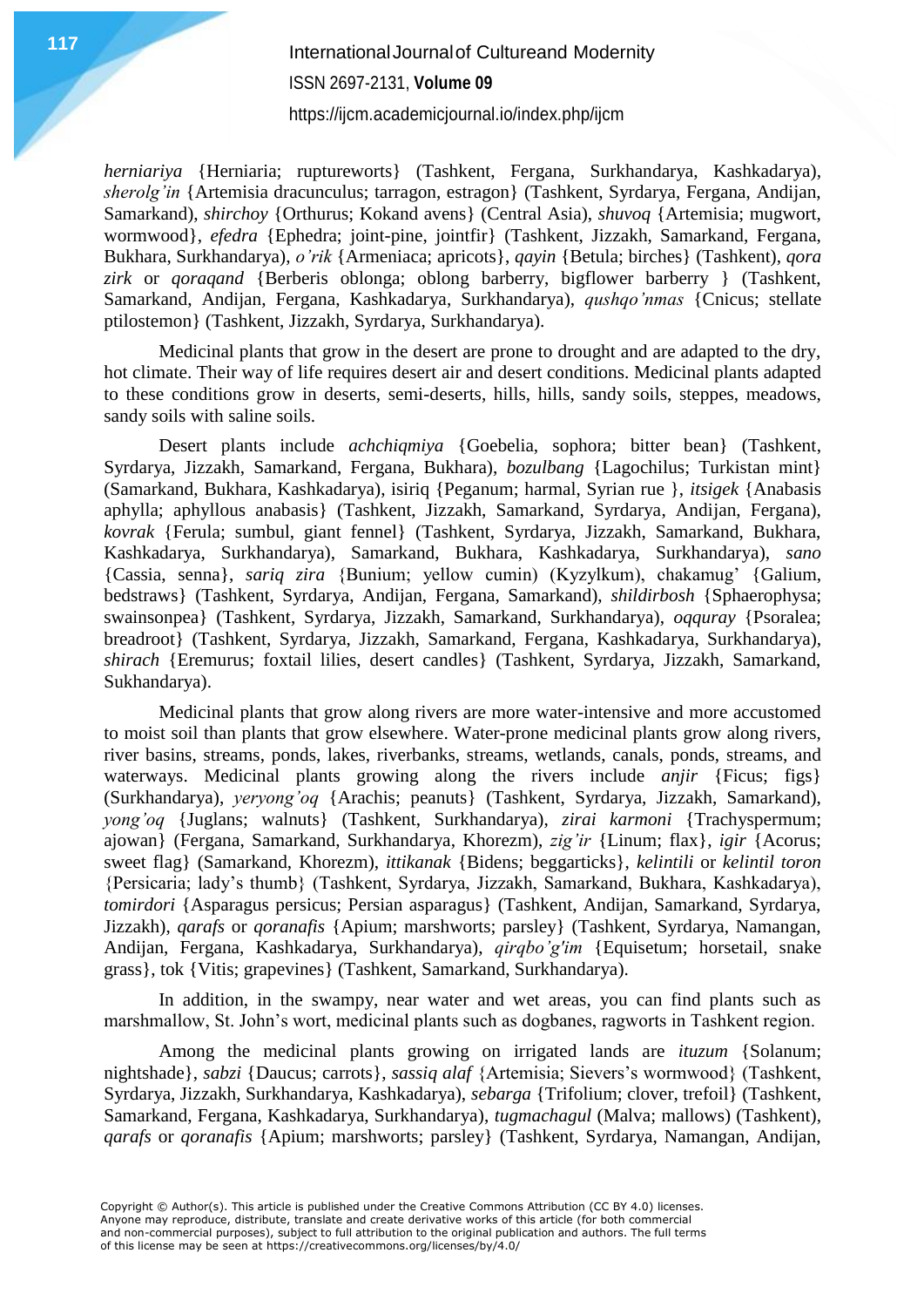*herniariya* {Herniaria; ruptureworts} (Tashkent, Fergana, Surkhandarya, Kashkadarya), *sherolg'in* {Artemisia dracunculus; tarragon, estragon} (Tashkent, Syrdarya, Fergana, Andijan, Samarkand), *shirchoy* {Orthurus; Kokand avens} (Central Asia), *shuvoq* {Artemisia; mugwort, wormwood}, *efedra* {Ephedra; joint-pine, jointfir} (Tashkent, Jizzakh, Samarkand, Fergana, Bukhara, Surkhandarya), *o'rik* {Armeniaca; apricots}, *qayin* {Betula; birches} (Tashkent), *qora zirk* or *qoraqand* {Berberis oblonga; oblong barberry, bigflower barberry } (Tashkent, Samarkand, Andijan, Fergana, Kashkadarya, Surkhandarya), *qushqo'nmas* {Cnicus; stellate ptilostemon} (Tashkent, Jizzakh, Syrdarya, Surkhandarya).

Medicinal plants that grow in the desert are prone to drought and are adapted to the dry, hot climate. Their way of life requires desert air and desert conditions. Medicinal plants adapted to these conditions grow in deserts, semi-deserts, hills, hills, sandy soils, steppes, meadows, sandy soils with saline soils.

Desert plants include *achchiqmiya* {Goebelia, sophora; bitter bean} (Tashkent, Syrdarya, Jizzakh, Samarkand, Fergana, Bukhara), *bozulbang* {Lagochilus; Turkistan mint} (Samarkand, Bukhara, Kashkadarya), isiriq {Peganum; harmal, Syrian rue }, *itsigek* {Anabasis aphylla; aphyllous anabasis} (Tashkent, Jizzakh, Samarkand, Syrdarya, Andijan, Fergana), *kovrak* {Ferula; sumbul, giant fennel} (Tashkent, Syrdarya, Jizzakh, Samarkand, Bukhara, Kashkadarya, Surkhandarya), Samarkand, Bukhara, Kashkadarya, Surkhandarya), *sano* {Cassia, senna}, *sariq zira* {Bunium; yellow cumin) (Kyzylkum), chakamug' {Galium, bedstraws} (Tashkent, Syrdarya, Andijan, Fergana, Samarkand), *shildirbosh* {Sphaerophysa; swainsonpea} (Tashkent, Syrdarya, Jizzakh, Samarkand, Surkhandarya), *oqquray* {Psoralea; breadroot} (Tashkent, Syrdarya, Jizzakh, Samarkand, Fergana, Kashkadarya, Surkhandarya), *shirach* {Eremurus; foxtail lilies, desert candles} (Tashkent, Syrdarya, Jizzakh, Samarkand, Sukhandarya).

Medicinal plants that grow along rivers are more water-intensive and more accustomed to moist soil than plants that grow elsewhere. Water-prone medicinal plants grow along rivers, river basins, streams, ponds, lakes, riverbanks, streams, wetlands, canals, ponds, streams, and waterways. Medicinal plants growing along the rivers include *anjir* {Ficus; figs} (Surkhandarya), *yeryong'oq* {Arachis; peanuts} (Tashkent, Syrdarya, Jizzakh, Samarkand), *yong'oq* {Juglans; walnuts} (Tashkent, Surkhandarya), *zirai karmoni* {Trachyspermum; ajowan} (Fergana, Samarkand, Surkhandarya, Khorezm), *zig'ir* {Linum; flax}, *igir* {Acorus; sweet flag} (Samarkand, Khorezm), *ittikanak* {Bidens; beggarticks}, *kelintili* or *kelintil toron* {Persicaria; lady's thumb} (Tashkent, Syrdarya, Jizzakh, Samarkand, Bukhara, Kashkadarya), *tomirdori* {Asparagus persicus; Persian asparagus} (Tashkent, Andijan, Samarkand, Syrdarya, Jizzakh), *qarafs* or *qoranafis* {Apium; marshworts; parsley} (Tashkent, Syrdarya, Namangan, Andijan, Fergana, Kashkadarya, Surkhandarya), *qirqbo'g'im* {Equisetum; horsetail, snake grass}, tok {Vitis; grapevines} (Tashkent, Samarkand, Surkhandarya).

In addition, in the swampy, near water and wet areas, you can find plants such as marshmallow, St. John's wort, medicinal plants such as dogbanes, ragworts in Tashkent region.

Among the medicinal plants growing on irrigated lands are *ituzum* {Solanum; nightshade}, *sabzi* {Daucus; carrots}, *sassiq alaf* {Artemisia; Sievers's wormwood} (Tashkent, Syrdarya, Jizzakh, Surkhandarya, Kashkadarya), *sebarga* {Trifolium; clover, trefoil} (Tashkent, Samarkand, Fergana, Kashkadarya, Surkhandarya), *tugmachagul* (Malva; mallows) (Tashkent), *qarafs* or *qoranafis* {Apium; marshworts; parsley} (Tashkent, Syrdarya, Namangan, Andijan,

Copyright © Author(s). This article is published under the Creative Commons Attribution (CC BY 4.0) licenses. Anyone may reproduce, distribute, translate and create derivative works of this article (for both commercial and non-commercial purposes), subject to full attribution to the original publication and authors. The full terms of this license may be seen at https://creativecommons.org/licenses/by/4.0/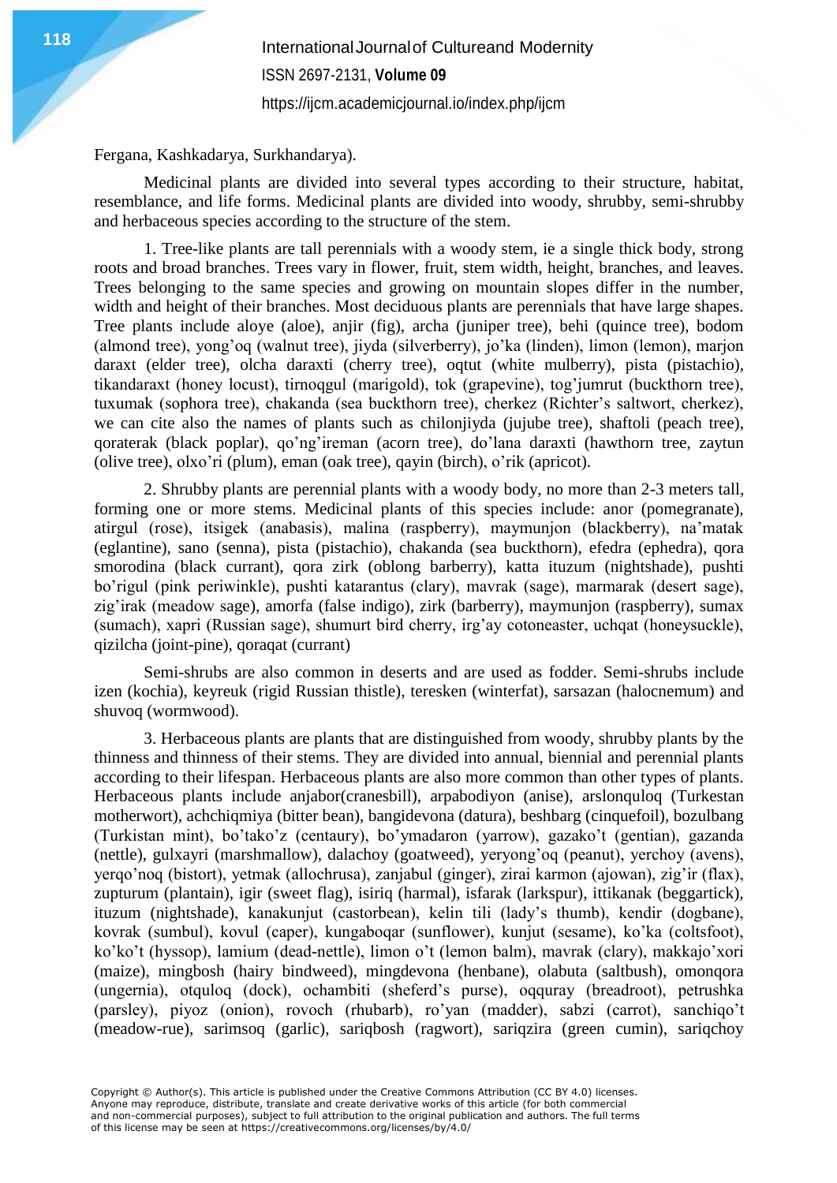Fergana, Kashkadarya, Surkhandarya).

Medicinal plants are divided into several types according to their structure, habitat, resemblance, and life forms. Medicinal plants are divided into woody, shrubby, semi-shrubby and herbaceous species according to the structure of the stem.

1. Tree-like plants are tall perennials with a woody stem, ie a single thick body, strong roots and broad branches. Trees vary in flower, fruit, stem width, height, branches, and leaves. Trees belonging to the same species and growing on mountain slopes differ in the number, width and height of their branches. Most deciduous plants are perennials that have large shapes. Tree plants include aloye (aloe), anjir (fig), archa (juniper tree), behi (quince tree), bodom (almond tree), yong'oq (walnut tree), jiyda (silverberry), jo'ka (linden), limon (lemon), marjon daraxt (elder tree), olcha daraxti (cherry tree), oqtut (white mulberry), pista (pistachio), tikandaraxt (honey locust), tirnoqgul (marigold), tok (grapevine), tog'jumrut (buckthorn tree), tuxumak (sophora tree), chakanda (sea buckthorn tree), cherkez (Richter's saltwort, cherkez), we can cite also the names of plants such as chilonjiyda (jujube tree), shaftoli (peach tree), qoraterak (black poplar), qo'ng'ireman (acorn tree), do'lana daraxti (hawthorn tree, zaytun (olive tree), olxo'ri (plum), eman (oak tree), qayin (birch), o'rik (apricot).

2. Shrubby plants are perennial plants with a woody body, no more than 2-3 meters tall, forming one or more stems. Medicinal plants of this species include: anor (pomegranate), atirgul (rose), itsigek (anabasis), malina (raspberry), maymunjon (blackberry), na'matak (eglantine), sano (senna), pista (pistachio), chakanda (sea buckthorn), efedra (ephedra), qora smorodina (black currant), qora zirk (oblong barberry), katta ituzum (nightshade), pushti bo'rigul (pink periwinkle), pushti katarantus (clary), mavrak (sage), marmarak (desert sage), zig'irak (meadow sage), amorfa (false indigo), zirk (barberry), maymunjon (raspberry), sumax (sumach), xapri (Russian sage), shumurt bird cherry, irg'ay cotoneaster, uchqat (honeysuckle), qizilcha (joint-pine), qoraqat (currant)

Semi-shrubs are also common in deserts and are used as fodder. Semi-shrubs include izen (kochia), keyreuk (rigid Russian thistle), teresken (winterfat), sarsazan (halocnemum) and shuvoq (wormwood).

3. Herbaceous plants are plants that are distinguished from woody, shrubby plants by the thinness and thinness of their stems. They are divided into annual, biennial and perennial plants according to their lifespan. Herbaceous plants are also more common than other types of plants. Herbaceous plants include anjabor(cranesbill), arpabodiyon (anise), arslonquloq (Turkestan motherwort), achchiqmiya (bitter bean), bangidevona (datura), beshbarg (cinquefoil), bozulbang (Turkistan mint), bo'tako'z (centaury), bo'ymadaron (yarrow), gazako't (gentian), gazanda (nettle), gulxayri (marshmallow), dalachoy (goatweed), yeryong'oq (peanut), yerchoy (avens), yerqo'noq (bistort), yetmak (allochrusa), zanjabul (ginger), zirai karmon (ajowan), zig'ir (flax), zupturum (plantain), igir (sweet flag), isiriq (harmal), isfarak (larkspur), ittikanak (beggartick), ituzum (nightshade), kanakunjut (castorbean), kelin tili (lady's thumb), kendir (dogbane), kovrak (sumbul), kovul (caper), kungaboqar (sunflower), kunjut (sesame), ko'ka (coltsfoot), ko'ko't (hyssop), lamium (dead-nettle), limon o't (lemon balm), mavrak (clary), makkajo'xori (maize), mingbosh (hairy bindweed), mingdevona (henbane), olabuta (saltbush), omonqora (ungernia), otquloq (dock), ochambiti (sheferd's purse), oqquray (breadroot), petrushka (parsley), piyoz (onion), rovoch (rhubarb), ro'yan (madder), sabzi (carrot), sanchiqo't (meadow-rue), sarimsoq (garlic), sariqbosh (ragwort), sariqzira (green cumin), sariqchoy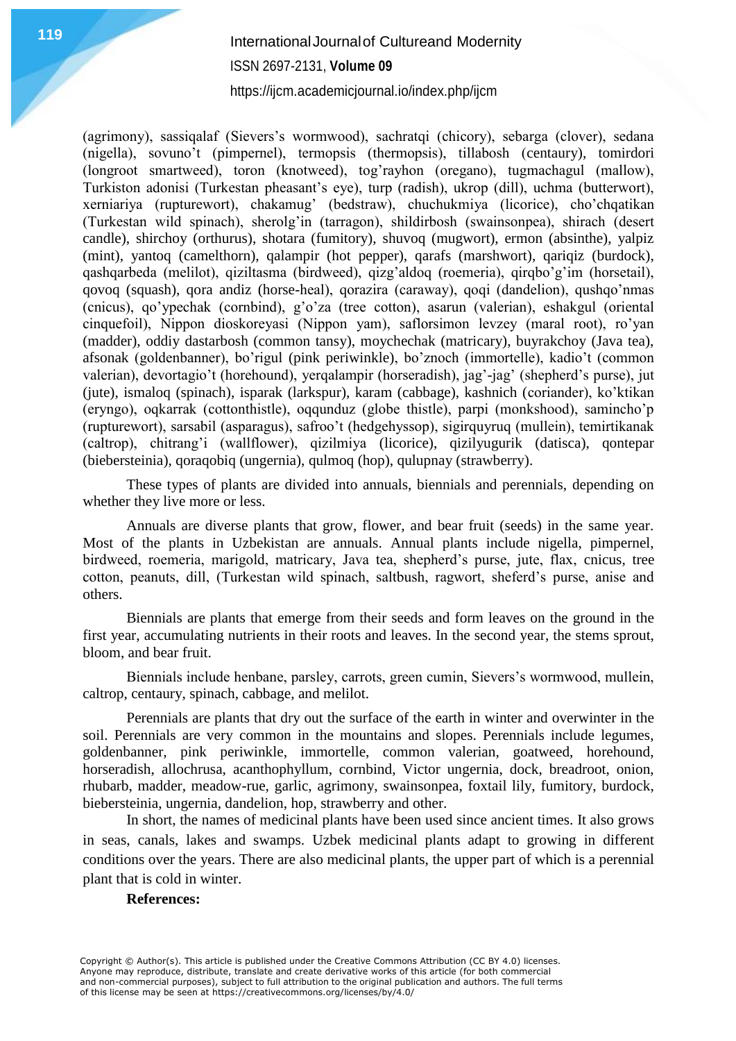(agrimony), sassiqalaf (Sievers's wormwood), sachratqi (chicory), sebarga (clover), sedana (nigella), sovuno't (pimpernel), termopsis (thermopsis), tillabosh (centaury), tomirdori (longroot smartweed), toron (knotweed), tog'rayhon (oregano), tugmachagul (mallow), Turkiston adonisi (Turkestan pheasant's eye), turp (radish), ukrop (dill), uchma (butterwort), xerniariya (rupturewort), chakamug' (bedstraw), chuchukmiya (licorice), cho'chqatikan (Turkestan wild spinach), sherolg'in (tarragon), shildirbosh (swainsonpea), shirach (desert candle), shirchoy (orthurus), shotara (fumitory), shuvoq (mugwort), ermon (absinthe), yalpiz (mint), yantoq (camelthorn), qalampir (hot pepper), qarafs (marshwort), qariqiz (burdock), qashqarbeda (melilot), qiziltasma (birdweed), qizg'aldoq (roemeria), qirqbo'g'im (horsetail), qovoq (squash), qora andiz (horse-heal), qorazira (caraway), qoqi (dandelion), qushqo'nmas (cnicus), qo'ypechak (cornbind), g'o'za (tree cotton), asarun (valerian), eshakgul (oriental cinquefoil), Nippon dioskoreyasi (Nippon yam), saflorsimon levzey (maral root), ro'yan (madder), oddiy dastarbosh (common tansy), moychechak (matricary), buyrakchoy (Java tea), afsonak (goldenbanner), bo'rigul (pink periwinkle), bo'znoch (immortelle), kadio't (common valerian), devortagio't (horehound), yerqalampir (horseradish), jag'-jag' (shepherd's purse), jut (jute), ismaloq (spinach), isparak (larkspur), karam (cabbage), kashnich (coriander), ko'ktikan (eryngo), oqkarrak (cottonthistle), oqqunduz (globe thistle), parpi (monkshood), samincho'p (rupturewort), sarsabil (asparagus), safroo't (hedgehyssop), sigirquyruq (mullein), temirtikanak (caltrop), chitrang'i (wallflower), qizilmiya (licorice), qizilyugurik (datisca), qontepar (biebersteinia), qoraqobiq (ungernia), qulmoq (hop), qulupnay (strawberry).

These types of plants are divided into annuals, biennials and perennials, depending on whether they live more or less.

Annuals are diverse plants that grow, flower, and bear fruit (seeds) in the same year. Most of the plants in Uzbekistan are annuals. Annual plants include nigella, pimpernel, birdweed, roemeria, marigold, matricary, Java tea, shepherd's purse, jute, flax, cnicus, tree cotton, peanuts, dill, (Turkestan wild spinach, saltbush, ragwort, sheferd's purse, anise and others.

Biennials are plants that emerge from their seeds and form leaves on the ground in the first year, accumulating nutrients in their roots and leaves. In the second year, the stems sprout, bloom, and bear fruit.

Biennials include henbane, parsley, carrots, green cumin, Sievers's wormwood, mullein, caltrop, centaury, spinach, cabbage, and melilot.

Perennials are plants that dry out the surface of the earth in winter and overwinter in the soil. Perennials are very common in the mountains and slopes. Perennials include legumes, goldenbanner, pink periwinkle, immortelle, common valerian, goatweed, horehound, horseradish, allochrusa, acanthophyllum, cornbind, Victor ungernia, dock, breadroot, onion, rhubarb, madder, meadow-rue, garlic, agrimony, swainsonpea, foxtail lily, fumitory, burdock, biebersteinia, ungernia, dandelion, hop, strawberry and other.

In short, the names of medicinal plants have been used since ancient times. It also grows in seas, canals, lakes and swamps. Uzbek medicinal plants adapt to growing in different conditions over the years. There are also medicinal plants, the upper part of which is a perennial plant that is cold in winter.

**References:**

Copyright © Author(s). This article is published under the Creative Commons Attribution (CC BY 4.0) licenses. Anyone may reproduce, distribute, translate and create derivative works of this article (for both commercial and non-commercial purposes), subject to full attribution to the original publication and authors. The full terms of this license may be seen at https://creativecommons.org/licenses/by/4.0/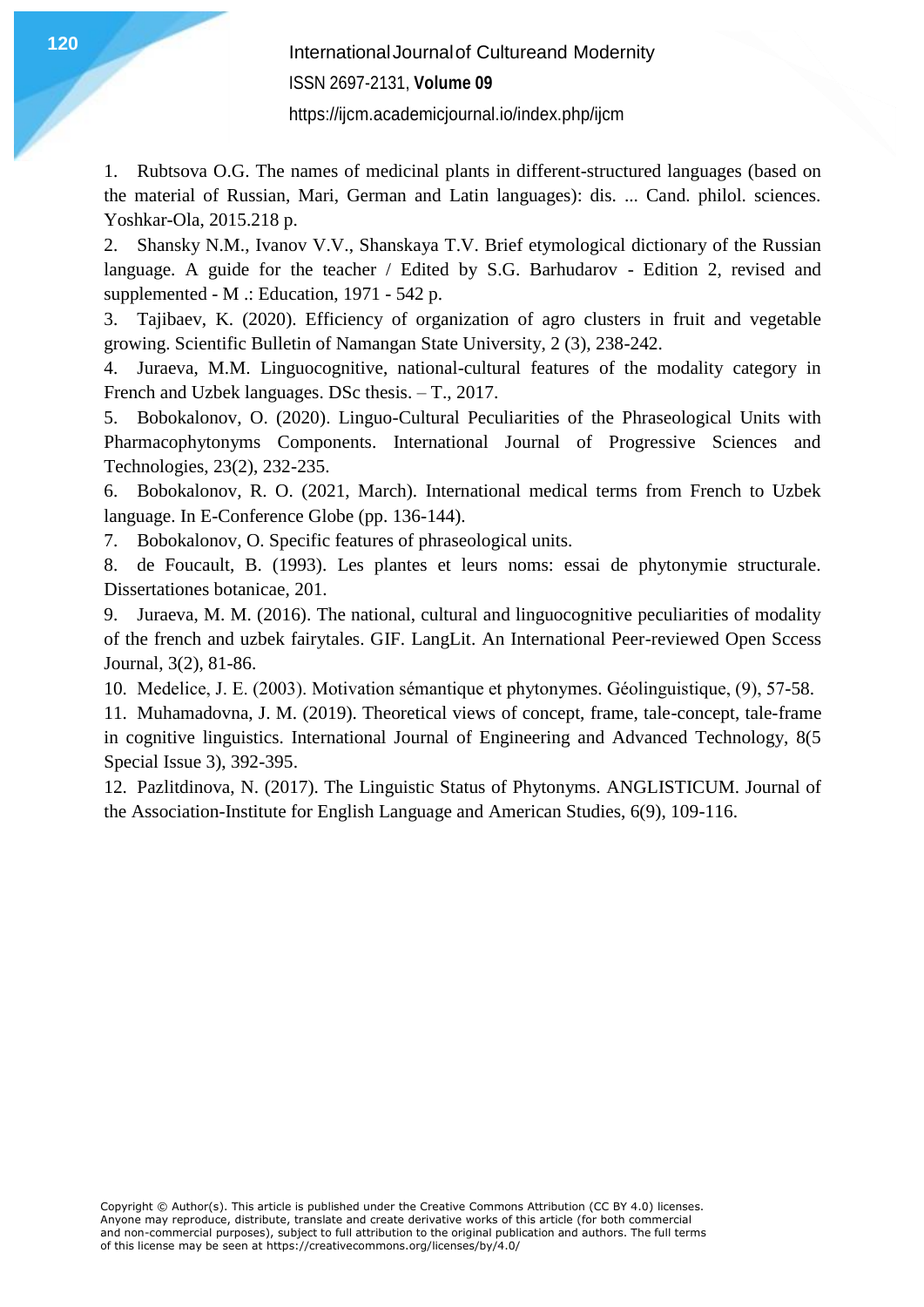1. Rubtsova O.G. The names of medicinal plants in different-structured languages (based on the material of Russian, Mari, German and Latin languages): dis. ... Cand. philol. sciences. Yoshkar-Ola, 2015.218 p.
2. Shansky N.M., Ivanov V.V., Shanskaya T.V. Brief etymological dictionary of the Russian language. A guide for the teacher / Edited by S.G. Barhudarov - Edition 2, revised and supplemented - M .: Education, 1971 - 542 p.
3. Tajibaev, K. (2020). Efficiency of organization of agro clusters in fruit and vegetable growing. Scientific Bulletin of Namangan State University, 2 (3), 238-242.
4. Juraeva, M.M. Linguocognitive, national-cultural features of the modality category in French and Uzbek languages. DSc thesis. – T., 2017.
5. Bobokalonov, O. (2020). Linguo-Cultural Peculiarities of the Phraseological Units with Pharmacophytonyms Components. International Journal of Progressive Sciences and Technologies, 23(2), 232-235.
6. Bobokalonov, R. O. (2021, March). International medical terms from French to Uzbek language. In E-Conference Globe (pp. 136-144).
7. Bobokalonov, O. Specific features of phraseological units.
8. de Foucault, B. (1993). Les plantes et leurs noms: essai de phytonymie structurale. Dissertationes botanicae, 201.
9. Juraeva, M. M. (2016). The national, cultural and linguocognitive peculiarities of modality of the french and uzbek fairytales. GIF. LangLit. An International Peer-reviewed Open Sccess Journal, 3(2), 81-86.
10. Medelice, J. E. (2003). Motivation sémantique et phytonymes. Géolinguistique, (9), 57-58.
11. Muhamadovna, J. M. (2019). Theoretical views of concept, frame, tale-concept, tale-frame in cognitive linguistics. International Journal of Engineering and Advanced Technology, 8(5 Special Issue 3), 392-395.
12. Pazlitdinova, N. (2017). The Linguistic Status of Phytonyms. ANGLISTICUM. Journal of the Association-Institute for English Language and American Studies, 6(9), 109-116.